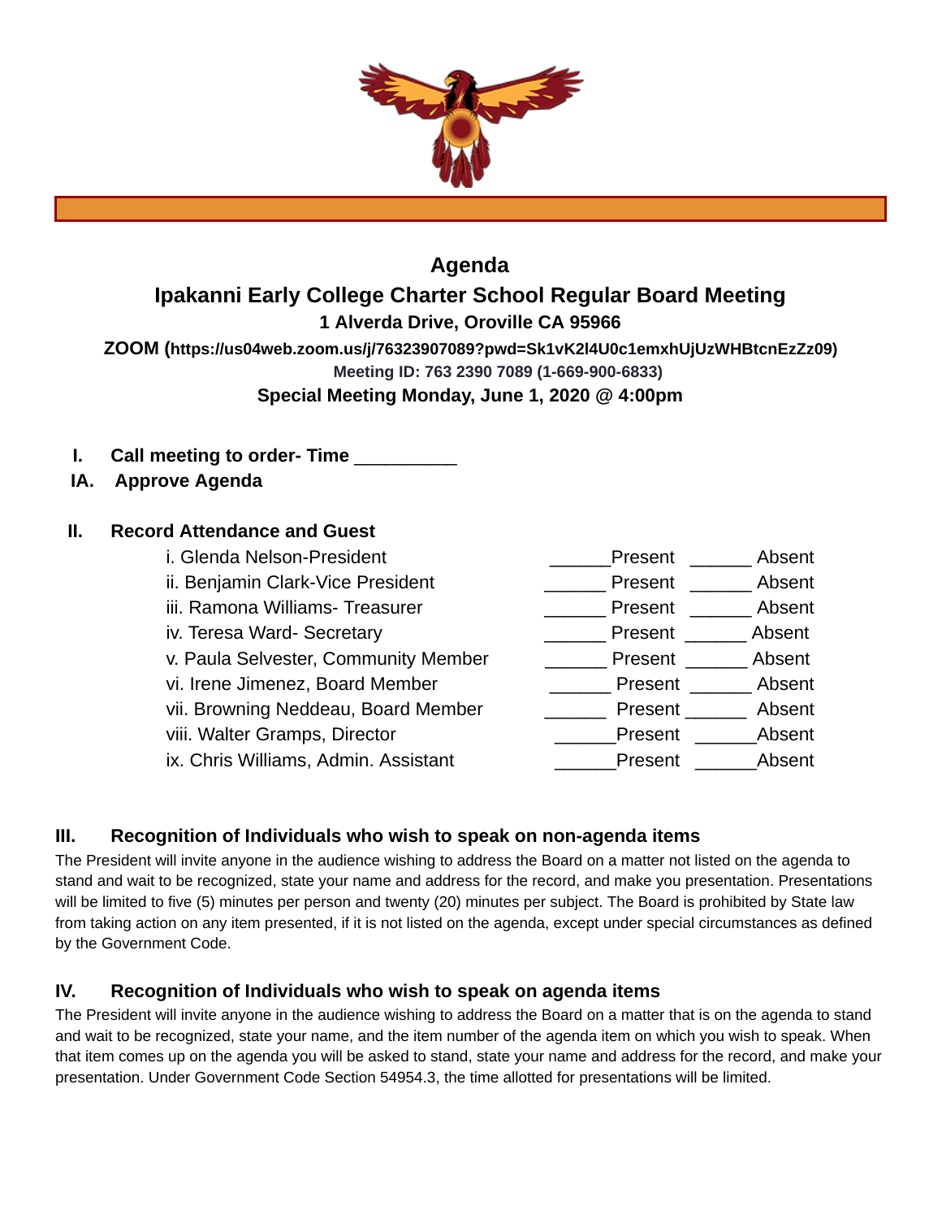# Agenda

## Ipakanni Early College Charter School Regular Board Meeting

**1 Alverda Drive, Oroville CA 95966**

**ZOOM (https://us04web.zoom.us/j/76323907089?pwd=Sk1vK2l4U0c1emxhUjUzWHBtcnEzZz09)**

**Meeting ID: 763 2390 7089 (1-669-900-6833)**

**Special Meeting Monday, June 1, 2020 @ 4:00pm**

**I. Call meeting to order- Time __________**

**IA. Approve Agenda**

**II. Record Attendance and Guest**

| | | |
|---|---|---|
| i. Glenda Nelson-President | ______Present | ______ Absent |
| ii. Benjamin Clark-Vice President | ______ Present | ______ Absent |
| iii. Ramona Williams- Treasurer | ______ Present | ______ Absent |
| iv. Teresa Ward- Secretary | ______ Present | ______ Absent |
| v. Paula Selvester, Community Member | ______ Present | ______ Absent |
| vi. Irene Jimenez, Board Member | ______ Present | ______ Absent |
| vii. Browning Neddeau, Board Member | ______ Present | ______ Absent |
| viii. Walter Gramps, Director | ______Present | ______Absent |
| ix. Chris Williams, Admin. Assistant | ______Present | ______Absent |

### III. Recognition of Individuals who wish to speak on non-agenda items

The President will invite anyone in the audience wishing to address the Board on a matter not listed on the agenda to stand and wait to be recognized, state your name and address for the record, and make you presentation. Presentations will be limited to five (5) minutes per person and twenty (20) minutes per subject. The Board is prohibited by State law from taking action on any item presented, if it is not listed on the agenda, except under special circumstances as defined by the Government Code.

### IV. Recognition of Individuals who wish to speak on agenda items

The President will invite anyone in the audience wishing to address the Board on a matter that is on the agenda to stand and wait to be recognized, state your name, and the item number of the agenda item on which you wish to speak. When that item comes up on the agenda you will be asked to stand, state your name and address for the record, and make your presentation. Under Government Code Section 54954.3, the time allotted for presentations will be limited.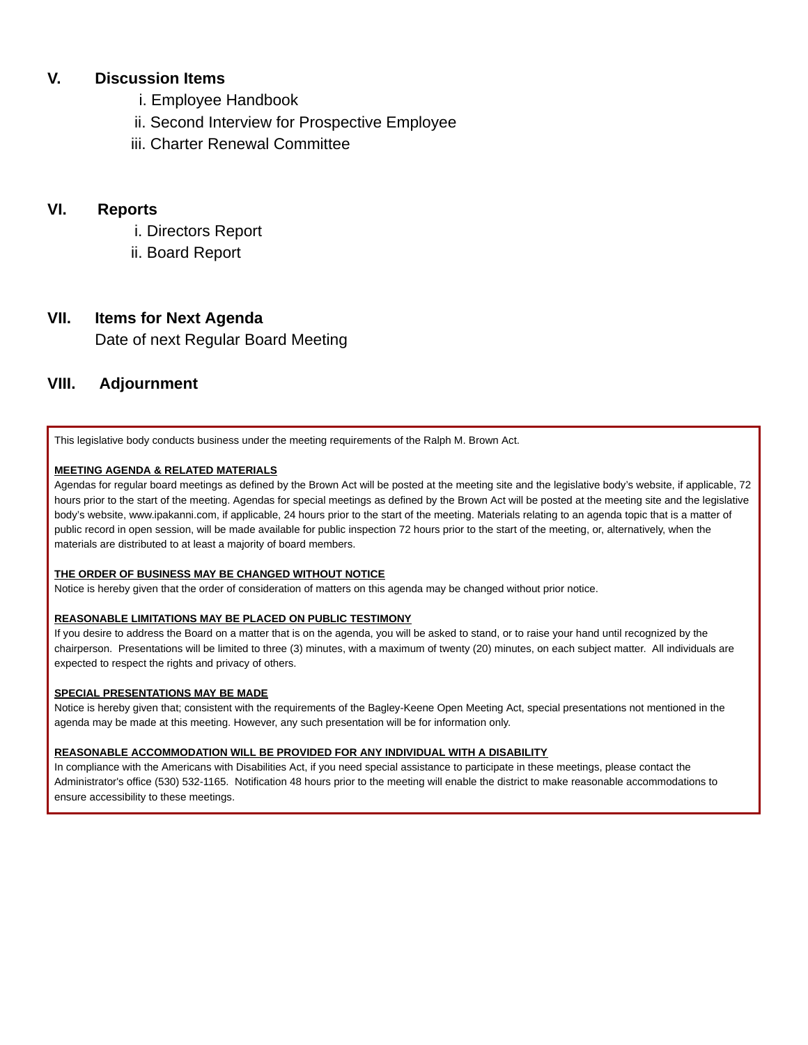## V. Discussion Items

i. Employee Handbook
ii. Second Interview for Prospective Employee
iii. Charter Renewal Committee

## VI. Reports

i. Directors Report
ii. Board Report

## VII. Items for Next Agenda

Date of next Regular Board Meeting

## VIII. Adjournment

This legislative body conducts business under the meeting requirements of the Ralph M. Brown Act.

**MEETING AGENDA & RELATED MATERIALS**

Agendas for regular board meetings as defined by the Brown Act will be posted at the meeting site and the legislative body's website, if applicable, 72 hours prior to the start of the meeting. Agendas for special meetings as defined by the Brown Act will be posted at the meeting site and the legislative body's website, www.ipakanni.com, if applicable, 24 hours prior to the start of the meeting. Materials relating to an agenda topic that is a matter of public record in open session, will be made available for public inspection 72 hours prior to the start of the meeting, or, alternatively, when the materials are distributed to at least a majority of board members.

**THE ORDER OF BUSINESS MAY BE CHANGED WITHOUT NOTICE**

Notice is hereby given that the order of consideration of matters on this agenda may be changed without prior notice.

**REASONABLE LIMITATIONS MAY BE PLACED ON PUBLIC TESTIMONY**

If you desire to address the Board on a matter that is on the agenda, you will be asked to stand, or to raise your hand until recognized by the chairperson. Presentations will be limited to three (3) minutes, with a maximum of twenty (20) minutes, on each subject matter. All individuals are expected to respect the rights and privacy of others.

**SPECIAL PRESENTATIONS MAY BE MADE**

Notice is hereby given that; consistent with the requirements of the Bagley-Keene Open Meeting Act, special presentations not mentioned in the agenda may be made at this meeting. However, any such presentation will be for information only.

**REASONABLE ACCOMMODATION WILL BE PROVIDED FOR ANY INDIVIDUAL WITH A DISABILITY**

In compliance with the Americans with Disabilities Act, if you need special assistance to participate in these meetings, please contact the Administrator's office (530) 532-1165. Notification 48 hours prior to the meeting will enable the district to make reasonable accommodations to ensure accessibility to these meetings.